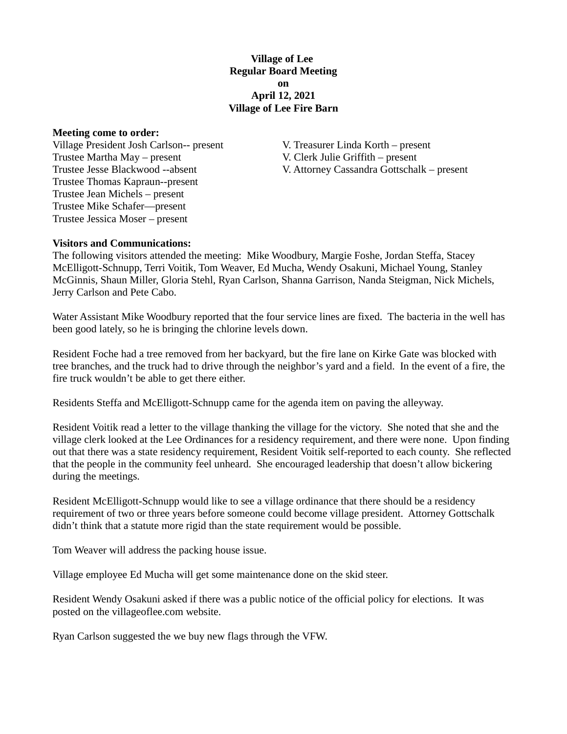**Village of Lee**
**Regular Board Meeting**
**on**
**April 12, 2021**
**Village of Lee Fire Barn**

**Meeting come to order:**

Village President Josh Carlson-- present
Trustee Martha May – present
Trustee Jesse Blackwood --absent
Trustee Thomas Kapraun--present
Trustee Jean Michels – present
Trustee Mike Schafer—present
Trustee Jessica Moser – present

V. Treasurer Linda Korth – present
V. Clerk Julie Griffith – present
V. Attorney Cassandra Gottschalk – present

**Visitors and Communications:**
The following visitors attended the meeting: Mike Woodbury, Margie Foshe, Jordan Steffa, Stacey McElligott-Schnupp, Terri Voitik, Tom Weaver, Ed Mucha, Wendy Osakuni, Michael Young, Stanley McGinnis, Shaun Miller, Gloria Stehl, Ryan Carlson, Shanna Garrison, Nanda Steigman, Nick Michels, Jerry Carlson and Pete Cabo.

Water Assistant Mike Woodbury reported that the four service lines are fixed. The bacteria in the well has been good lately, so he is bringing the chlorine levels down.

Resident Foche had a tree removed from her backyard, but the fire lane on Kirke Gate was blocked with tree branches, and the truck had to drive through the neighbor's yard and a field. In the event of a fire, the fire truck wouldn't be able to get there either.

Residents Steffa and McElligott-Schnupp came for the agenda item on paving the alleyway.

Resident Voitik read a letter to the village thanking the village for the victory. She noted that she and the village clerk looked at the Lee Ordinances for a residency requirement, and there were none. Upon finding out that there was a state residency requirement, Resident Voitik self-reported to each county. She reflected that the people in the community feel unheard. She encouraged leadership that doesn't allow bickering during the meetings.

Resident McElligott-Schnupp would like to see a village ordinance that there should be a residency requirement of two or three years before someone could become village president. Attorney Gottschalk didn't think that a statute more rigid than the state requirement would be possible.

Tom Weaver will address the packing house issue.

Village employee Ed Mucha will get some maintenance done on the skid steer.

Resident Wendy Osakuni asked if there was a public notice of the official policy for elections. It was posted on the villageoflee.com website.

Ryan Carlson suggested the we buy new flags through the VFW.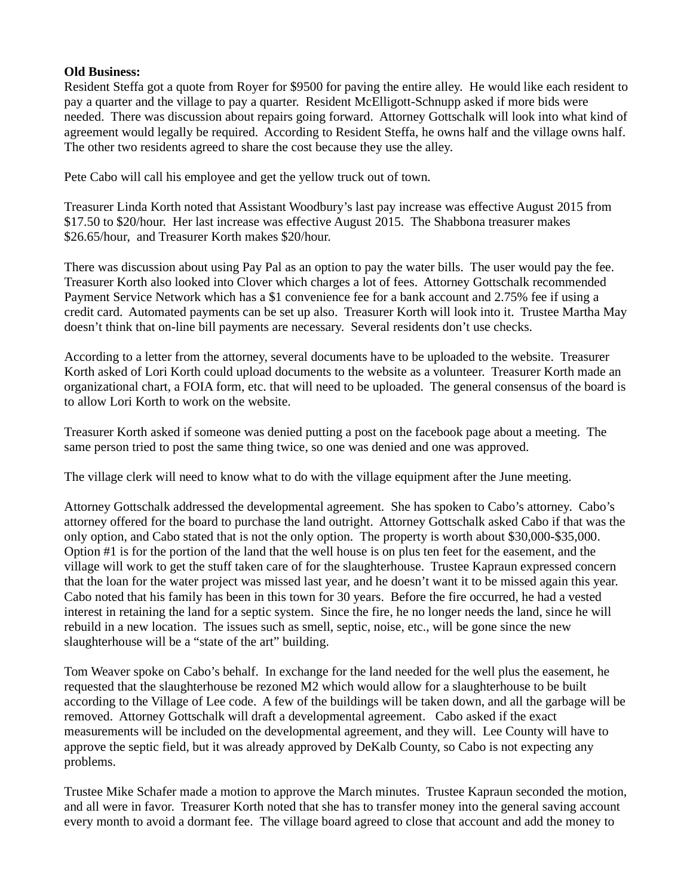**Old Business:**
Resident Steffa got a quote from Royer for $9500 for paving the entire alley. He would like each resident to pay a quarter and the village to pay a quarter. Resident McElligott-Schnupp asked if more bids were needed. There was discussion about repairs going forward. Attorney Gottschalk will look into what kind of agreement would legally be required. According to Resident Steffa, he owns half and the village owns half. The other two residents agreed to share the cost because they use the alley.

Pete Cabo will call his employee and get the yellow truck out of town.

Treasurer Linda Korth noted that Assistant Woodbury's last pay increase was effective August 2015 from $17.50 to $20/hour. Her last increase was effective August 2015. The Shabbona treasurer makes $26.65/hour, and Treasurer Korth makes $20/hour.

There was discussion about using Pay Pal as an option to pay the water bills. The user would pay the fee. Treasurer Korth also looked into Clover which charges a lot of fees. Attorney Gottschalk recommended Payment Service Network which has a $1 convenience fee for a bank account and 2.75% fee if using a credit card. Automated payments can be set up also. Treasurer Korth will look into it. Trustee Martha May doesn't think that on-line bill payments are necessary. Several residents don't use checks.

According to a letter from the attorney, several documents have to be uploaded to the website. Treasurer Korth asked of Lori Korth could upload documents to the website as a volunteer. Treasurer Korth made an organizational chart, a FOIA form, etc. that will need to be uploaded. The general consensus of the board is to allow Lori Korth to work on the website.

Treasurer Korth asked if someone was denied putting a post on the facebook page about a meeting. The same person tried to post the same thing twice, so one was denied and one was approved.

The village clerk will need to know what to do with the village equipment after the June meeting.

Attorney Gottschalk addressed the developmental agreement. She has spoken to Cabo's attorney. Cabo's attorney offered for the board to purchase the land outright. Attorney Gottschalk asked Cabo if that was the only option, and Cabo stated that is not the only option. The property is worth about $30,000-$35,000. Option #1 is for the portion of the land that the well house is on plus ten feet for the easement, and the village will work to get the stuff taken care of for the slaughterhouse. Trustee Kapraun expressed concern that the loan for the water project was missed last year, and he doesn't want it to be missed again this year. Cabo noted that his family has been in this town for 30 years. Before the fire occurred, he had a vested interest in retaining the land for a septic system. Since the fire, he no longer needs the land, since he will rebuild in a new location. The issues such as smell, septic, noise, etc., will be gone since the new slaughterhouse will be a "state of the art" building.

Tom Weaver spoke on Cabo's behalf. In exchange for the land needed for the well plus the easement, he requested that the slaughterhouse be rezoned M2 which would allow for a slaughterhouse to be built according to the Village of Lee code. A few of the buildings will be taken down, and all the garbage will be removed. Attorney Gottschalk will draft a developmental agreement. Cabo asked if the exact measurements will be included on the developmental agreement, and they will. Lee County will have to approve the septic field, but it was already approved by DeKalb County, so Cabo is not expecting any problems.

Trustee Mike Schafer made a motion to approve the March minutes. Trustee Kapraun seconded the motion, and all were in favor. Treasurer Korth noted that she has to transfer money into the general saving account every month to avoid a dormant fee. The village board agreed to close that account and add the money to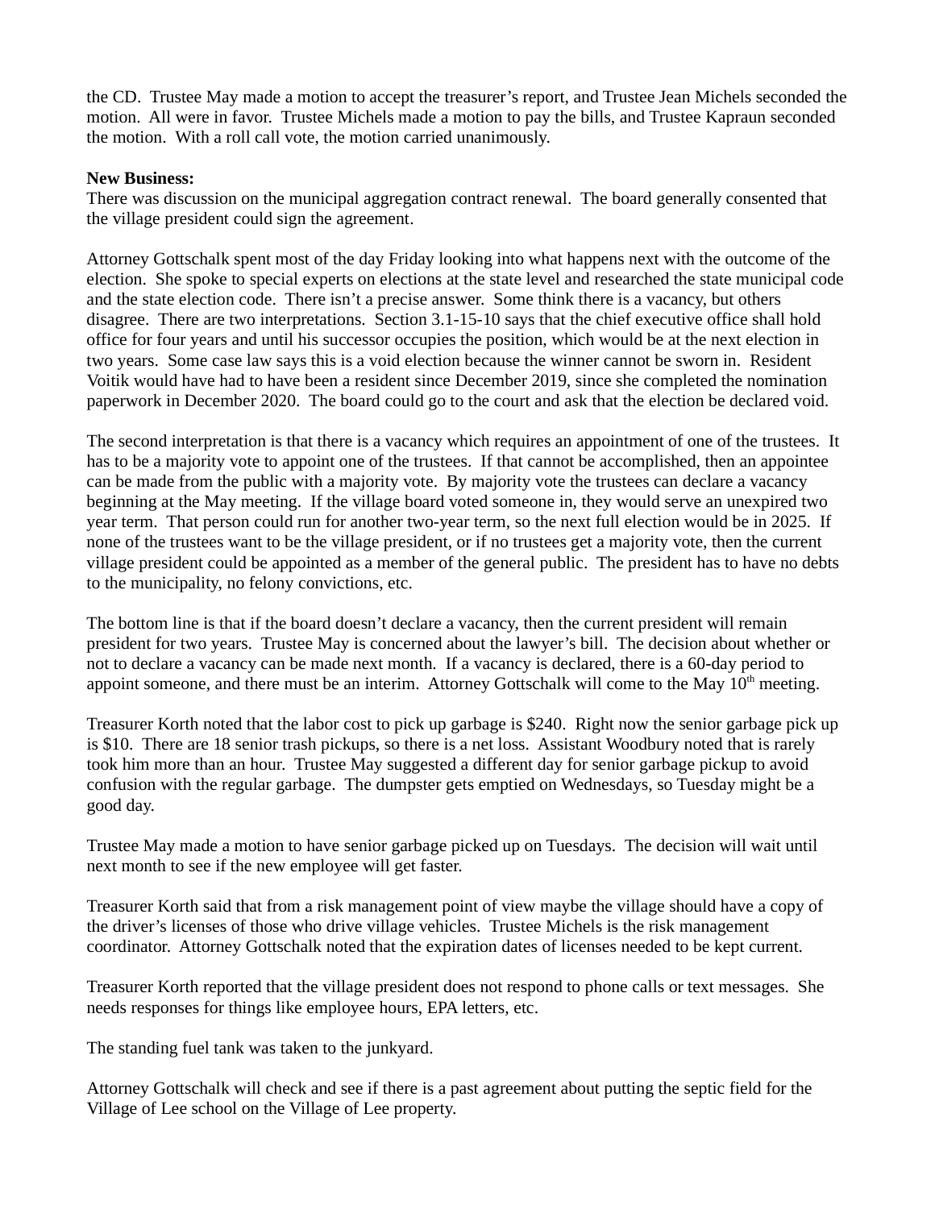the CD. Trustee May made a motion to accept the treasurer's report, and Trustee Jean Michels seconded the motion. All were in favor. Trustee Michels made a motion to pay the bills, and Trustee Kapraun seconded the motion. With a roll call vote, the motion carried unanimously.

**New Business:**
There was discussion on the municipal aggregation contract renewal. The board generally consented that the village president could sign the agreement.

Attorney Gottschalk spent most of the day Friday looking into what happens next with the outcome of the election. She spoke to special experts on elections at the state level and researched the state municipal code and the state election code. There isn't a precise answer. Some think there is a vacancy, but others disagree. There are two interpretations. Section 3.1-15-10 says that the chief executive office shall hold office for four years and until his successor occupies the position, which would be at the next election in two years. Some case law says this is a void election because the winner cannot be sworn in. Resident Voitik would have had to have been a resident since December 2019, since she completed the nomination paperwork in December 2020. The board could go to the court and ask that the election be declared void.

The second interpretation is that there is a vacancy which requires an appointment of one of the trustees. It has to be a majority vote to appoint one of the trustees. If that cannot be accomplished, then an appointee can be made from the public with a majority vote. By majority vote the trustees can declare a vacancy beginning at the May meeting. If the village board voted someone in, they would serve an unexpired two year term. That person could run for another two-year term, so the next full election would be in 2025. If none of the trustees want to be the village president, or if no trustees get a majority vote, then the current village president could be appointed as a member of the general public. The president has to have no debts to the municipality, no felony convictions, etc.

The bottom line is that if the board doesn't declare a vacancy, then the current president will remain president for two years. Trustee May is concerned about the lawyer's bill. The decision about whether or not to declare a vacancy can be made next month. If a vacancy is declared, there is a 60-day period to appoint someone, and there must be an interim. Attorney Gottschalk will come to the May 10th meeting.

Treasurer Korth noted that the labor cost to pick up garbage is $240. Right now the senior garbage pick up is $10. There are 18 senior trash pickups, so there is a net loss. Assistant Woodbury noted that is rarely took him more than an hour. Trustee May suggested a different day for senior garbage pickup to avoid confusion with the regular garbage. The dumpster gets emptied on Wednesdays, so Tuesday might be a good day.

Trustee May made a motion to have senior garbage picked up on Tuesdays. The decision will wait until next month to see if the new employee will get faster.

Treasurer Korth said that from a risk management point of view maybe the village should have a copy of the driver's licenses of those who drive village vehicles. Trustee Michels is the risk management coordinator. Attorney Gottschalk noted that the expiration dates of licenses needed to be kept current.

Treasurer Korth reported that the village president does not respond to phone calls or text messages. She needs responses for things like employee hours, EPA letters, etc.

The standing fuel tank was taken to the junkyard.

Attorney Gottschalk will check and see if there is a past agreement about putting the septic field for the Village of Lee school on the Village of Lee property.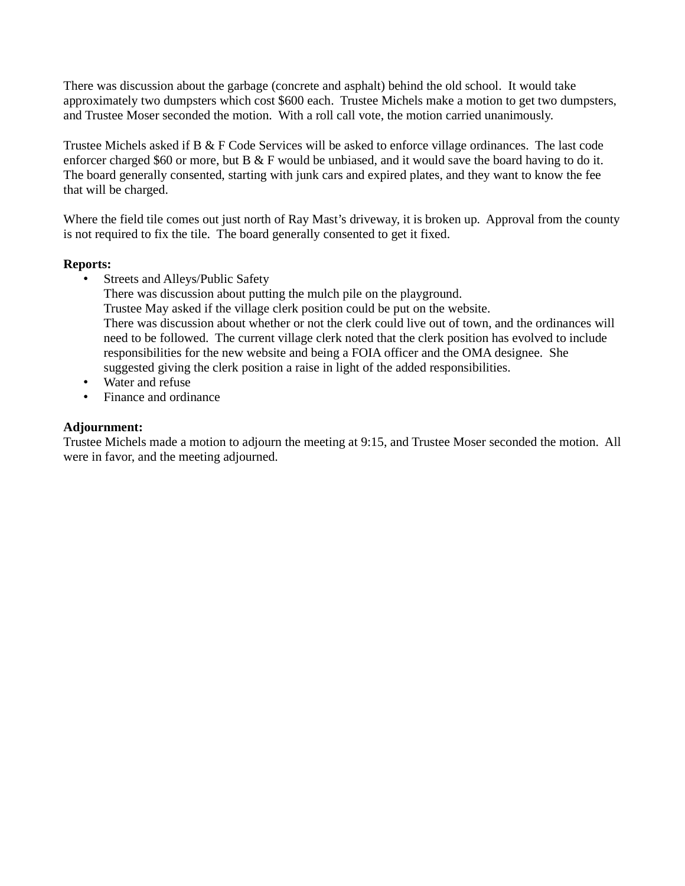There was discussion about the garbage (concrete and asphalt) behind the old school. It would take approximately two dumpsters which cost $600 each. Trustee Michels make a motion to get two dumpsters, and Trustee Moser seconded the motion. With a roll call vote, the motion carried unanimously.

Trustee Michels asked if B & F Code Services will be asked to enforce village ordinances. The last code enforcer charged $60 or more, but B & F would be unbiased, and it would save the board having to do it. The board generally consented, starting with junk cars and expired plates, and they want to know the fee that will be charged.

Where the field tile comes out just north of Ray Mast's driveway, it is broken up. Approval from the county is not required to fix the tile. The board generally consented to get it fixed.

**Reports:**

- Streets and Alleys/Public Safety
  There was discussion about putting the mulch pile on the playground.
  Trustee May asked if the village clerk position could be put on the website.
  There was discussion about whether or not the clerk could live out of town, and the ordinances will need to be followed. The current village clerk noted that the clerk position has evolved to include responsibilities for the new website and being a FOIA officer and the OMA designee. She suggested giving the clerk position a raise in light of the added responsibilities.
- Water and refuse
- Finance and ordinance

**Adjournment:**
Trustee Michels made a motion to adjourn the meeting at 9:15, and Trustee Moser seconded the motion. All were in favor, and the meeting adjourned.